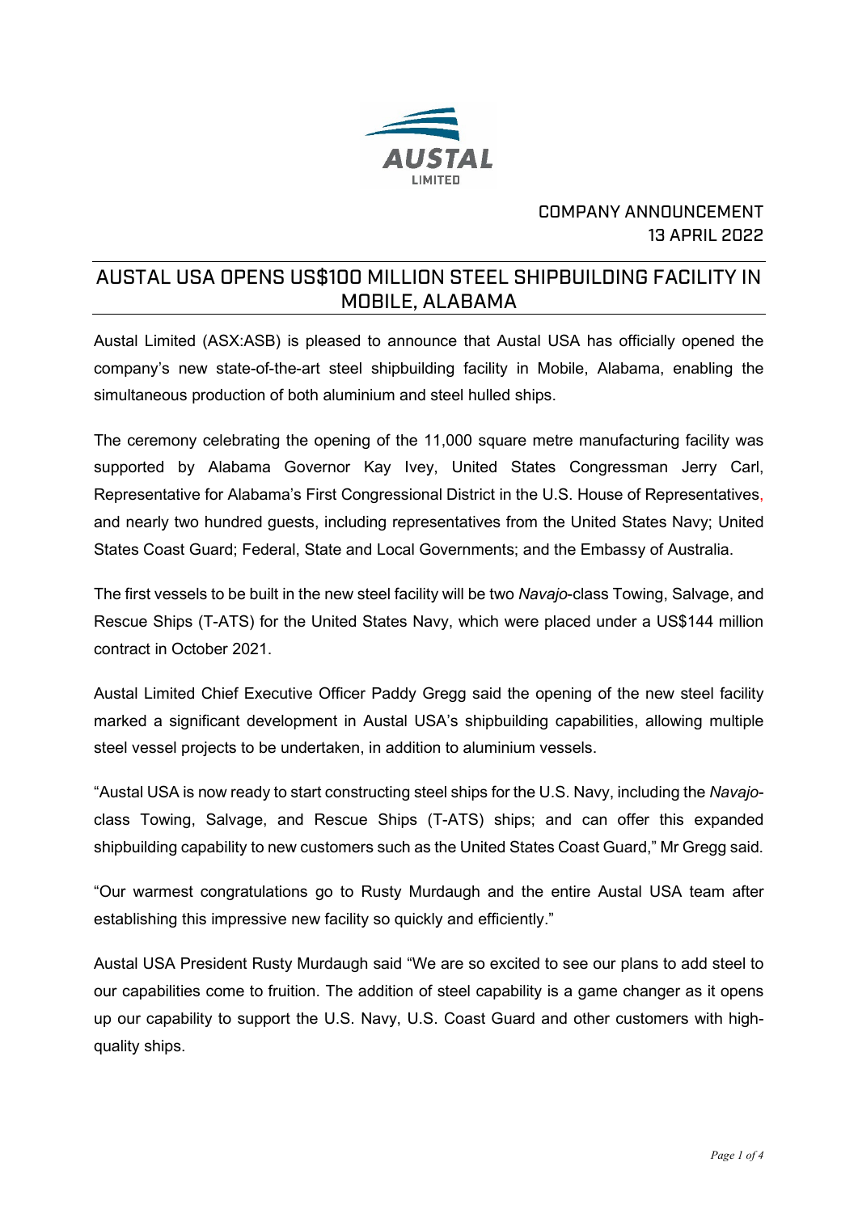COMPANY ANNOUNCEMENT
13 APRIL 2022

# AUSTAL USA OPENS US$100 MILLION STEEL SHIPBUILDING FACILITY IN MOBILE, ALABAMA

Austal Limited (ASX:ASB) is pleased to announce that Austal USA has officially opened the company's new state-of-the-art steel shipbuilding facility in Mobile, Alabama, enabling the simultaneous production of both aluminium and steel hulled ships.

The ceremony celebrating the opening of the 11,000 square metre manufacturing facility was supported by Alabama Governor Kay Ivey, United States Congressman Jerry Carl, Representative for Alabama's First Congressional District in the U.S. House of Representatives, and nearly two hundred guests, including representatives from the United States Navy; United States Coast Guard; Federal, State and Local Governments; and the Embassy of Australia.

The first vessels to be built in the new steel facility will be two *Navajo*-class Towing, Salvage, and Rescue Ships (T-ATS) for the United States Navy, which were placed under a US$144 million contract in October 2021.

Austal Limited Chief Executive Officer Paddy Gregg said the opening of the new steel facility marked a significant development in Austal USA's shipbuilding capabilities, allowing multiple steel vessel projects to be undertaken, in addition to aluminium vessels.

"Austal USA is now ready to start constructing steel ships for the U.S. Navy, including the *Navajo*-class Towing, Salvage, and Rescue Ships (T-ATS) ships; and can offer this expanded shipbuilding capability to new customers such as the United States Coast Guard," Mr Gregg said.

"Our warmest congratulations go to Rusty Murdaugh and the entire Austal USA team after establishing this impressive new facility so quickly and efficiently."

Austal USA President Rusty Murdaugh said "We are so excited to see our plans to add steel to our capabilities come to fruition. The addition of steel capability is a game changer as it opens up our capability to support the U.S. Navy, U.S. Coast Guard and other customers with high-quality ships.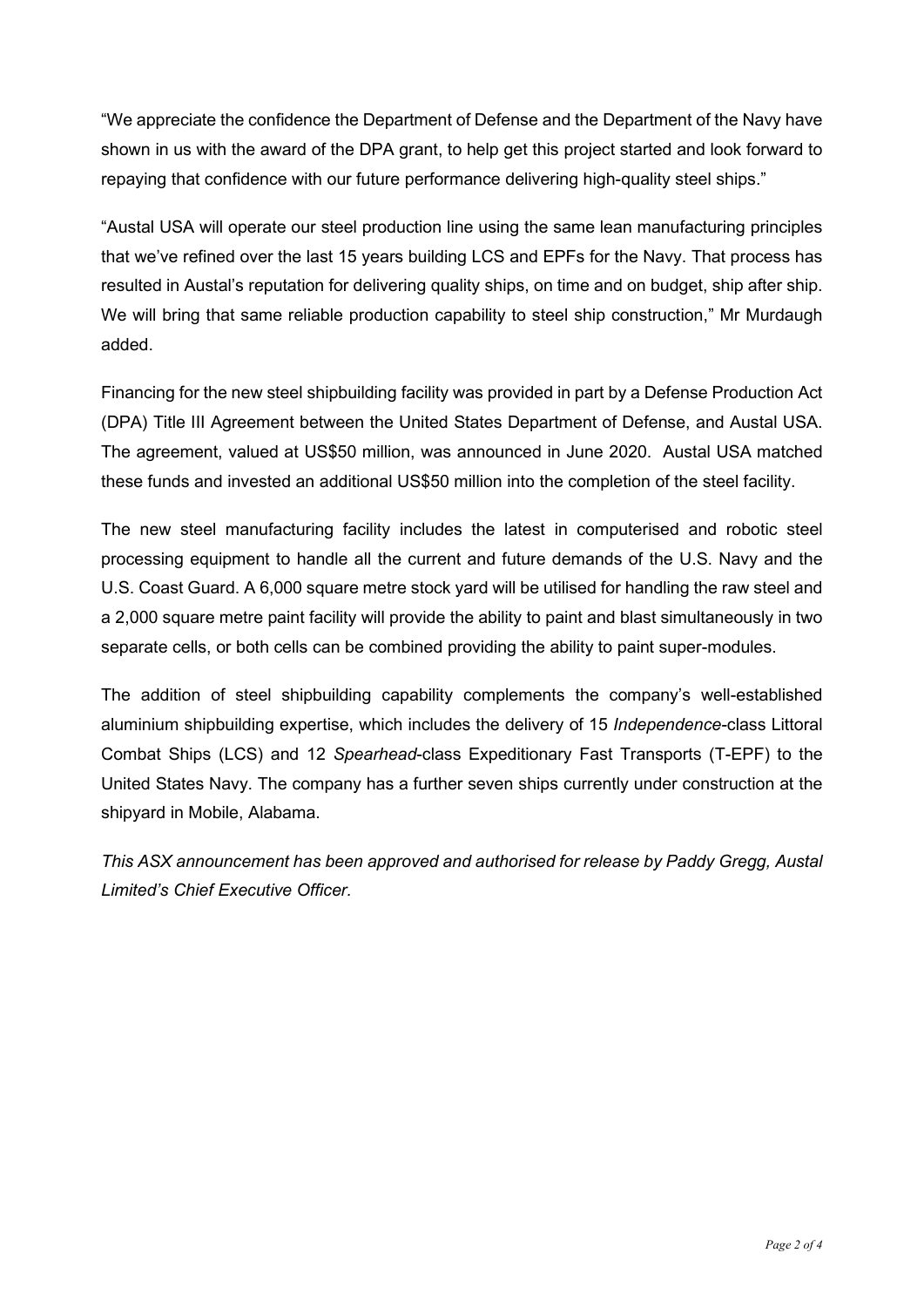"We appreciate the confidence the Department of Defense and the Department of the Navy have shown in us with the award of the DPA grant, to help get this project started and look forward to repaying that confidence with our future performance delivering high-quality steel ships."

"Austal USA will operate our steel production line using the same lean manufacturing principles that we've refined over the last 15 years building LCS and EPFs for the Navy. That process has resulted in Austal's reputation for delivering quality ships, on time and on budget, ship after ship. We will bring that same reliable production capability to steel ship construction," Mr Murdaugh added.

Financing for the new steel shipbuilding facility was provided in part by a Defense Production Act (DPA) Title III Agreement between the United States Department of Defense, and Austal USA. The agreement, valued at US$50 million, was announced in June 2020. Austal USA matched these funds and invested an additional US$50 million into the completion of the steel facility.

The new steel manufacturing facility includes the latest in computerised and robotic steel processing equipment to handle all the current and future demands of the U.S. Navy and the U.S. Coast Guard. A 6,000 square metre stock yard will be utilised for handling the raw steel and a 2,000 square metre paint facility will provide the ability to paint and blast simultaneously in two separate cells, or both cells can be combined providing the ability to paint super-modules.

The addition of steel shipbuilding capability complements the company's well-established aluminium shipbuilding expertise, which includes the delivery of 15 *Independence*-class Littoral Combat Ships (LCS) and 12 *Spearhead*-class Expeditionary Fast Transports (T-EPF) to the United States Navy. The company has a further seven ships currently under construction at the shipyard in Mobile, Alabama.

*This ASX announcement has been approved and authorised for release by Paddy Gregg, Austal Limited's Chief Executive Officer.*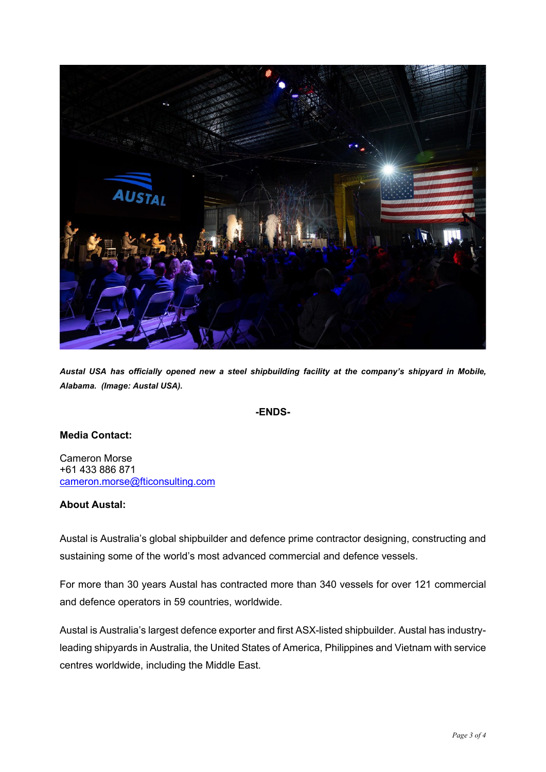***Austal USA has officially opened new a steel shipbuilding facility at the company's shipyard in Mobile, Alabama. (Image: Austal USA).***

**-ENDS-**

**Media Contact:**

Cameron Morse
+61 433 886 871
cameron.morse@fticonsulting.com

**About Austal:**

Austal is Australia's global shipbuilder and defence prime contractor designing, constructing and sustaining some of the world's most advanced commercial and defence vessels.

For more than 30 years Austal has contracted more than 340 vessels for over 121 commercial and defence operators in 59 countries, worldwide.

Austal is Australia's largest defence exporter and first ASX-listed shipbuilder. Austal has industry-leading shipyards in Australia, the United States of America, Philippines and Vietnam with service centres worldwide, including the Middle East.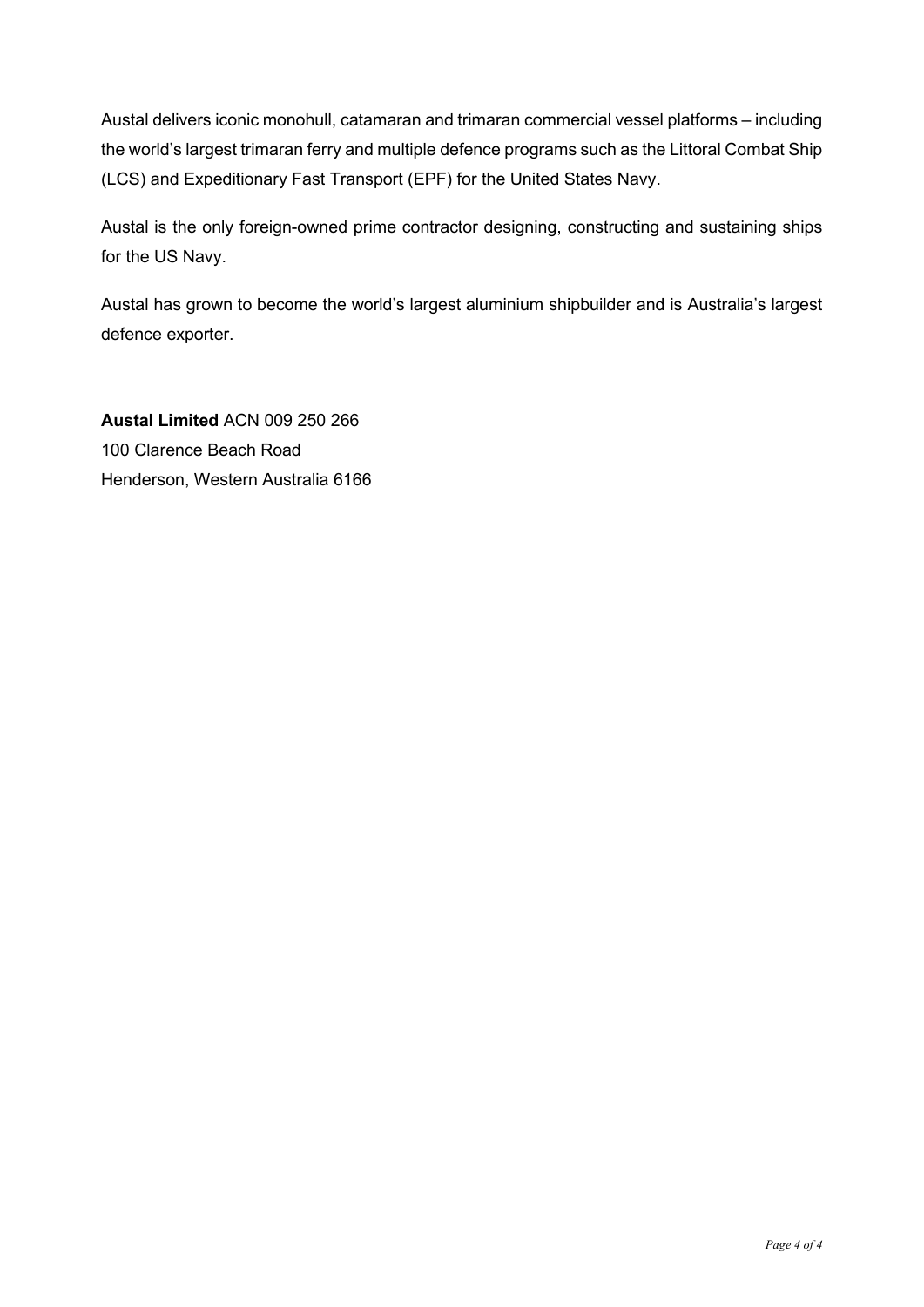Austal delivers iconic monohull, catamaran and trimaran commercial vessel platforms – including the world's largest trimaran ferry and multiple defence programs such as the Littoral Combat Ship (LCS) and Expeditionary Fast Transport (EPF) for the United States Navy.

Austal is the only foreign-owned prime contractor designing, constructing and sustaining ships for the US Navy.

Austal has grown to become the world's largest aluminium shipbuilder and is Australia's largest defence exporter.

**Austal Limited** ACN 009 250 266
100 Clarence Beach Road
Henderson, Western Australia 6166